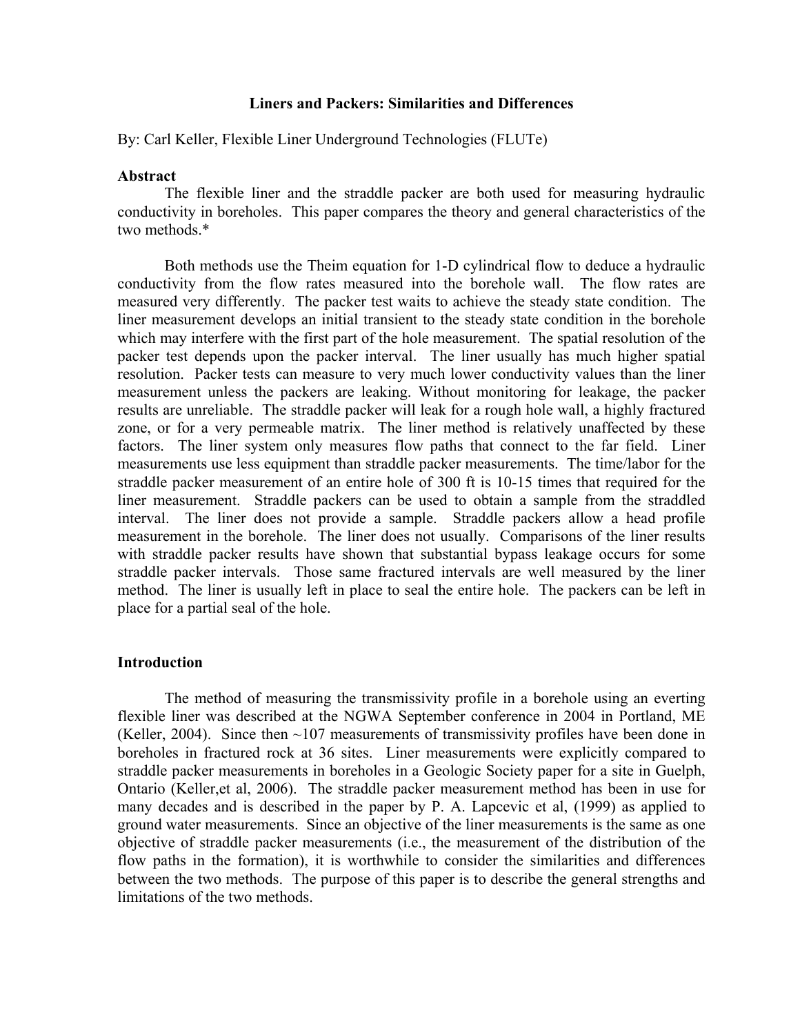# Liners and Packers: Similarities and Differences

By: Carl Keller, Flexible Liner Underground Technologies (FLUTe)

## Abstract

The flexible liner and the straddle packer are both used for measuring hydraulic conductivity in boreholes. This paper compares the theory and general characteristics of the two methods.*

Both methods use the Theim equation for 1-D cylindrical flow to deduce a hydraulic conductivity from the flow rates measured into the borehole wall. The flow rates are measured very differently. The packer test waits to achieve the steady state condition. The liner measurement develops an initial transient to the steady state condition in the borehole which may interfere with the first part of the hole measurement. The spatial resolution of the packer test depends upon the packer interval. The liner usually has much higher spatial resolution. Packer tests can measure to very much lower conductivity values than the liner measurement unless the packers are leaking. Without monitoring for leakage, the packer results are unreliable. The straddle packer will leak for a rough hole wall, a highly fractured zone, or for a very permeable matrix. The liner method is relatively unaffected by these factors. The liner system only measures flow paths that connect to the far field. Liner measurements use less equipment than straddle packer measurements. The time/labor for the straddle packer measurement of an entire hole of 300 ft is 10-15 times that required for the liner measurement. Straddle packers can be used to obtain a sample from the straddled interval. The liner does not provide a sample. Straddle packers allow a head profile measurement in the borehole. The liner does not usually. Comparisons of the liner results with straddle packer results have shown that substantial bypass leakage occurs for some straddle packer intervals. Those same fractured intervals are well measured by the liner method. The liner is usually left in place to seal the entire hole. The packers can be left in place for a partial seal of the hole.

## Introduction

The method of measuring the transmissivity profile in a borehole using an everting flexible liner was described at the NGWA September conference in 2004 in Portland, ME (Keller, 2004). Since then ~107 measurements of transmissivity profiles have been done in boreholes in fractured rock at 36 sites. Liner measurements were explicitly compared to straddle packer measurements in boreholes in a Geologic Society paper for a site in Guelph, Ontario (Keller,et al, 2006). The straddle packer measurement method has been in use for many decades and is described in the paper by P. A. Lapcevic et al, (1999) as applied to ground water measurements. Since an objective of the liner measurements is the same as one objective of straddle packer measurements (i.e., the measurement of the distribution of the flow paths in the formation), it is worthwhile to consider the similarities and differences between the two methods. The purpose of this paper is to describe the general strengths and limitations of the two methods.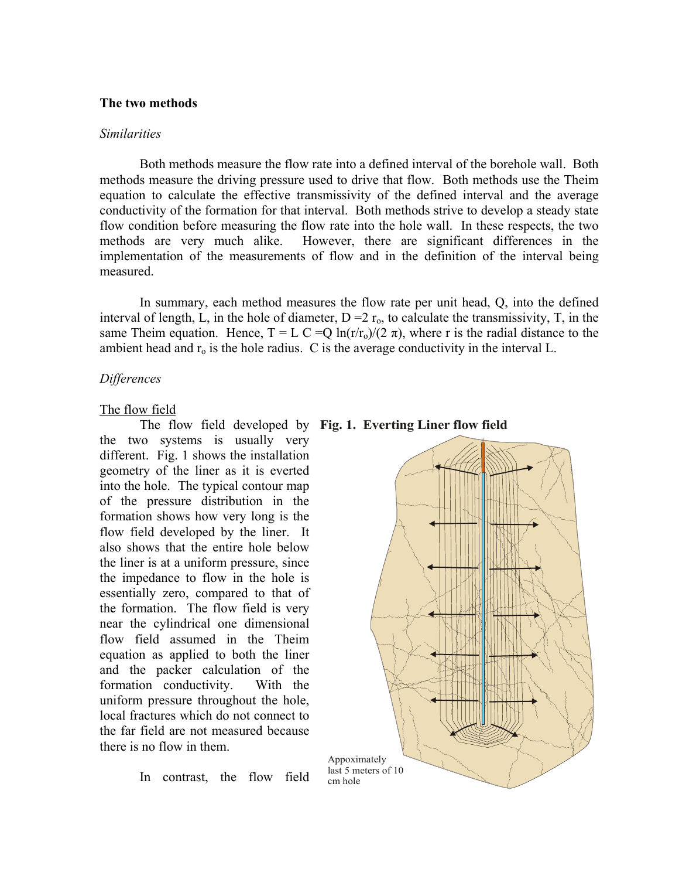### The two methods

#### *Similarities*

Both methods measure the flow rate into a defined interval of the borehole wall. Both methods measure the driving pressure used to drive that flow. Both methods use the Theim equation to calculate the effective transmissivity of the defined interval and the average conductivity of the formation for that interval. Both methods strive to develop a steady state flow condition before measuring the flow rate into the hole wall. In these respects, the two methods are very much alike. However, there are significant differences in the implementation of the measurements of flow and in the definition of the interval being measured.

In summary, each method measures the flow rate per unit head, Q, into the defined interval of length, L, in the hole of diameter, $D = 2\, r_o$, to calculate the transmissivity, T, in the same Theim equation. Hence, $T = L\, C = Q \ln(r/r_o)/(2\, \pi)$, where r is the radial distance to the ambient head and $r_o$ is the hole radius. C is the average conductivity in the interval L.

#### *Differences*

The flow field

The flow field developed by the two systems is usually very different. Fig. 1 shows the installation geometry of the liner as it is everted into the hole. The typical contour map of the pressure distribution in the formation shows how very long is the flow field developed by the liner. It also shows that the entire hole below the liner is at a uniform pressure, since the impedance to flow in the hole is essentially zero, compared to that of the formation. The flow field is very near the cylindrical one dimensional flow field assumed in the Theim equation as applied to both the liner and the packer calculation of the formation conductivity. With the uniform pressure throughout the hole, local fractures which do not connect to the far field are not measured because there is no flow in them.

**Fig. 1. Everting Liner flow field**

Appoximately last 5 meters of 10 cm hole

In contrast, the flow field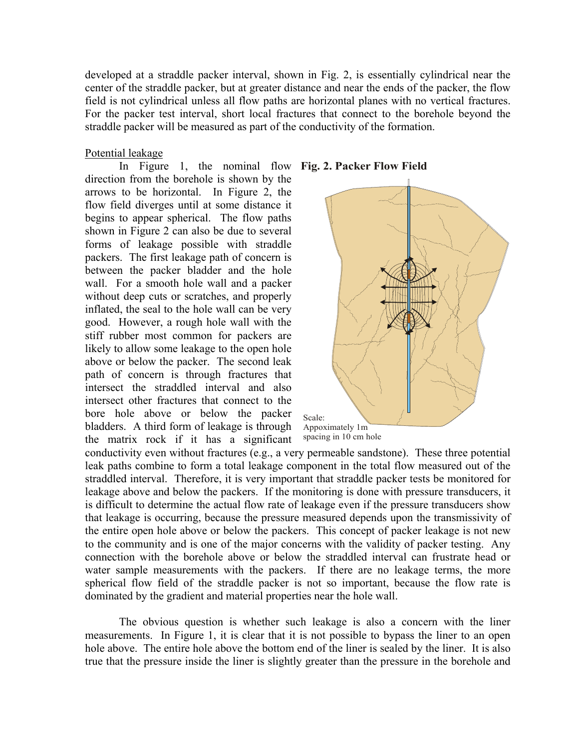developed at a straddle packer interval, shown in Fig. 2, is essentially cylindrical near the center of the straddle packer, but at greater distance and near the ends of the packer, the flow field is not cylindrical unless all flow paths are horizontal planes with no vertical fractures. For the packer test interval, short local fractures that connect to the borehole beyond the straddle packer will be measured as part of the conductivity of the formation.

Potential leakage

In Figure 1, the nominal flow direction from the borehole is shown by the arrows to be horizontal. In Figure 2, the flow field diverges until at some distance it begins to appear spherical. The flow paths shown in Figure 2 can also be due to several forms of leakage possible with straddle packers. The first leakage path of concern is between the packer bladder and the hole wall. For a smooth hole wall and a packer without deep cuts or scratches, and properly inflated, the seal to the hole wall can be very good. However, a rough hole wall with the stiff rubber most common for packers are likely to allow some leakage to the open hole above or below the packer. The second leak path of concern is through fractures that intersect the straddled interval and also intersect other fractures that connect to the bore hole above or below the packer bladders. A third form of leakage is through the matrix rock if it has a significant conductivity even without fractures (e.g., a very permeable sandstone). These three potential leak paths combine to form a total leakage component in the total flow measured out of the straddled interval. Therefore, it is very important that straddle packer tests be monitored for leakage above and below the packers. If the monitoring is done with pressure transducers, it is difficult to determine the actual flow rate of leakage even if the pressure transducers show that leakage is occurring, because the pressure measured depends upon the transmissivity of the entire open hole above or below the packers. This concept of packer leakage is not new to the community and is one of the major concerns with the validity of packer testing. Any connection with the borehole above or below the straddled interval can frustrate head or water sample measurements with the packers. If there are no leakage terms, the more spherical flow field of the straddle packer is not so important, because the flow rate is dominated by the gradient and material properties near the hole wall.

**Fig. 2. Packer Flow Field**

Scale: Appoximately 1m spacing in 10 cm hole

The obvious question is whether such leakage is also a concern with the liner measurements. In Figure 1, it is clear that it is not possible to bypass the liner to an open hole above. The entire hole above the bottom end of the liner is sealed by the liner. It is also true that the pressure inside the liner is slightly greater than the pressure in the borehole and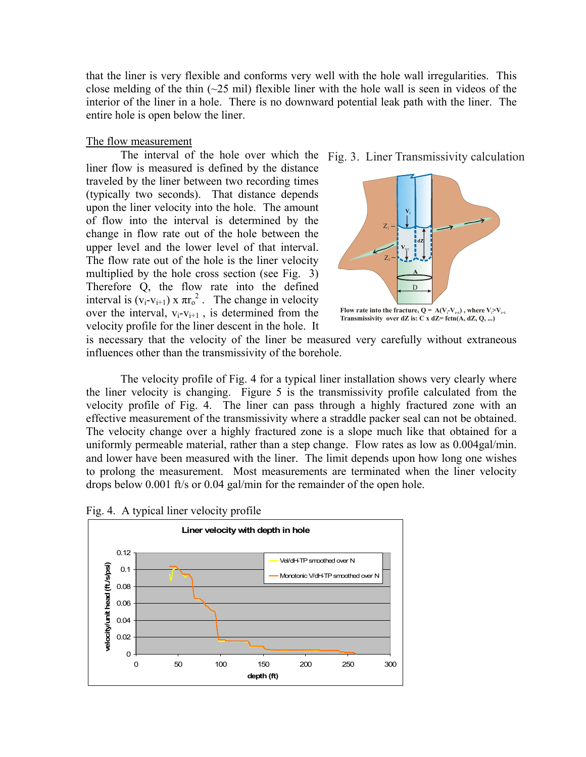that the liner is very flexible and conforms very well with the hole wall irregularities. This close melding of the thin (~25 mil) flexible liner with the hole wall is seen in videos of the interior of the liner in a hole. There is no downward potential leak path with the liner. The entire hole is open below the liner.

The flow measurement

The interval of the hole over which the liner flow is measured is defined by the distance traveled by the liner between two recording times (typically two seconds). That distance depends upon the liner velocity into the hole. The amount of flow into the interval is determined by the change in flow rate out of the hole between the upper level and the lower level of that interval. The flow rate out of the hole is the liner velocity multiplied by the hole cross section (see Fig. 3) Therefore Q, the flow rate into the defined interval is $(v_i - v_{i+1}) \times \pi r_o^2$. The change in velocity over the interval, $v_i - v_{i+1}$, is determined from the velocity profile for the liner descent in the hole. It is necessary that the velocity of the liner be measured very carefully without extraneous influences other than the transmissivity of the borehole.

Fig. 3. Liner Transmissivity calculation

Flow rate into the fracture, $Q = A(V_i - V_{i+1})$, where $V_i > V_{i+1}$
Transmissivity over dZ is: C x dZ= fctn(A, dZ, Q, ...)

The velocity profile of Fig. 4 for a typical liner installation shows very clearly where the liner velocity is changing. Figure 5 is the transmissivity profile calculated from the velocity profile of Fig. 4. The liner can pass through a highly fractured zone with an effective measurement of the transmissivity where a straddle packer seal can not be obtained. The velocity change over a highly fractured zone is a slope much like that obtained for a uniformly permeable material, rather than a step change. Flow rates as low as 0.004gal/min. and lower have been measured with the liner. The limit depends upon how long one wishes to prolong the measurement. Most measurements are terminated when the liner velocity drops below 0.001 ft/s or 0.04 gal/min for the remainder of the open hole.

Fig. 4. A typical liner velocity profile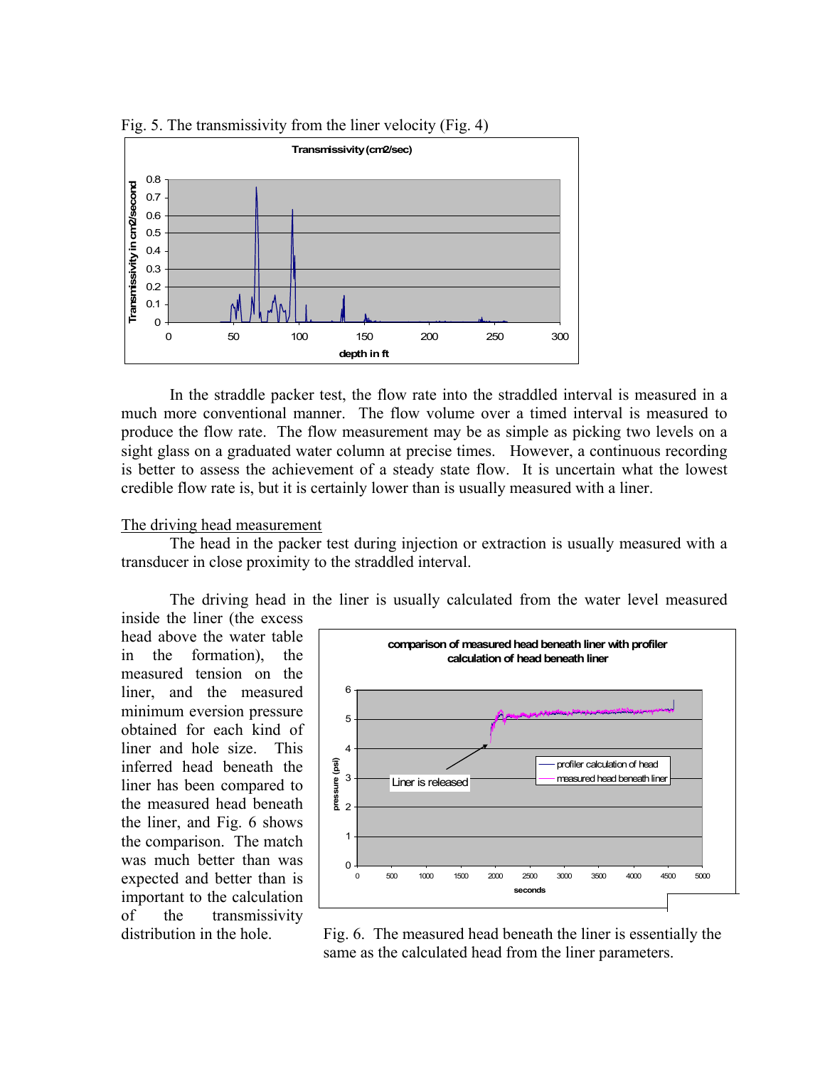Fig. 5. The transmissivity from the liver velocity (Fig. 4)

In the straddle packer test, the flow rate into the straddled interval is measured in a much more conventional manner. The flow volume over a timed interval is measured to produce the flow rate. The flow measurement may be as simple as picking two levels on a sight glass on a graduated water column at precise times. However, a continuous recording is better to assess the achievement of a steady state flow. It is uncertain what the lowest credible flow rate is, but it is certainly lower than is usually measured with a liner.

## The driving head measurement

The head in the packer test during injection or extraction is usually measured with a transducer in close proximity to the straddled interval.

The driving head in the liner is usually calculated from the water level measured inside the liner (the excess head above the water table in the formation), the measured tension on the liner, and the measured minimum eversion pressure obtained for each kind of liner and hole size. This inferred head beneath the liner has been compared to the measured head beneath the liner, and Fig. 6 shows the comparison. The match was much better than was expected and better than is important to the calculation of the transmissivity distribution in the hole.

Fig. 6. The measured head beneath the liner is essentially the same as the calculated head from the liner parameters.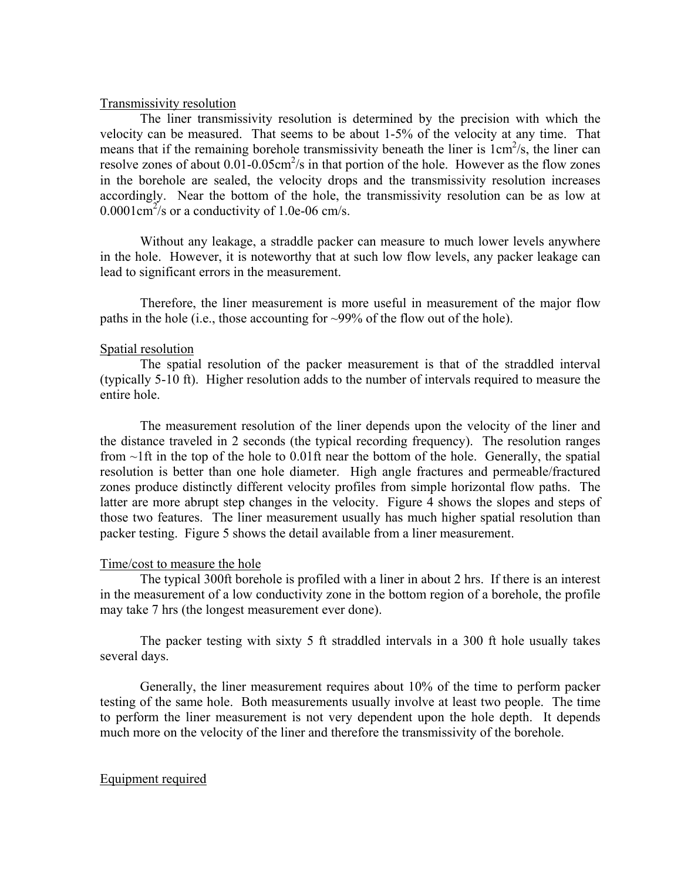## Transmissivity resolution

The liner transmissivity resolution is determined by the precision with which the velocity can be measured. That seems to be about 1-5% of the velocity at any time. That means that if the remaining borehole transmissivity beneath the liner is $1cm^2/s$, the liner can resolve zones of about $0.01\text{-}0.05cm^2/s$ in that portion of the hole. However as the flow zones in the borehole are sealed, the velocity drops and the transmissivity resolution increases accordingly. Near the bottom of the hole, the transmissivity resolution can be as low at $0.0001cm^2/s$ or a conductivity of 1.0e-06 cm/s.

Without any leakage, a straddle packer can measure to much lower levels anywhere in the hole. However, it is noteworthy that at such low flow levels, any packer leakage can lead to significant errors in the measurement.

Therefore, the liner measurement is more useful in measurement of the major flow paths in the hole (i.e., those accounting for ~99% of the flow out of the hole).

## Spatial resolution

The spatial resolution of the packer measurement is that of the straddled interval (typically 5-10 ft). Higher resolution adds to the number of intervals required to measure the entire hole.

The measurement resolution of the liner depends upon the velocity of the liner and the distance traveled in 2 seconds (the typical recording frequency). The resolution ranges from ~1ft in the top of the hole to 0.01ft near the bottom of the hole. Generally, the spatial resolution is better than one hole diameter. High angle fractures and permeable/fractured zones produce distinctly different velocity profiles from simple horizontal flow paths. The latter are more abrupt step changes in the velocity. Figure 4 shows the slopes and steps of those two features. The liner measurement usually has much higher spatial resolution than packer testing. Figure 5 shows the detail available from a liner measurement.

## Time/cost to measure the hole

The typical 300ft borehole is profiled with a liner in about 2 hrs. If there is an interest in the measurement of a low conductivity zone in the bottom region of a borehole, the profile may take 7 hrs (the longest measurement ever done).

The packer testing with sixty 5 ft straddled intervals in a 300 ft hole usually takes several days.

Generally, the liner measurement requires about 10% of the time to perform packer testing of the same hole. Both measurements usually involve at least two people. The time to perform the liner measurement is not very dependent upon the hole depth. It depends much more on the velocity of the liner and therefore the transmissivity of the borehole.

## Equipment required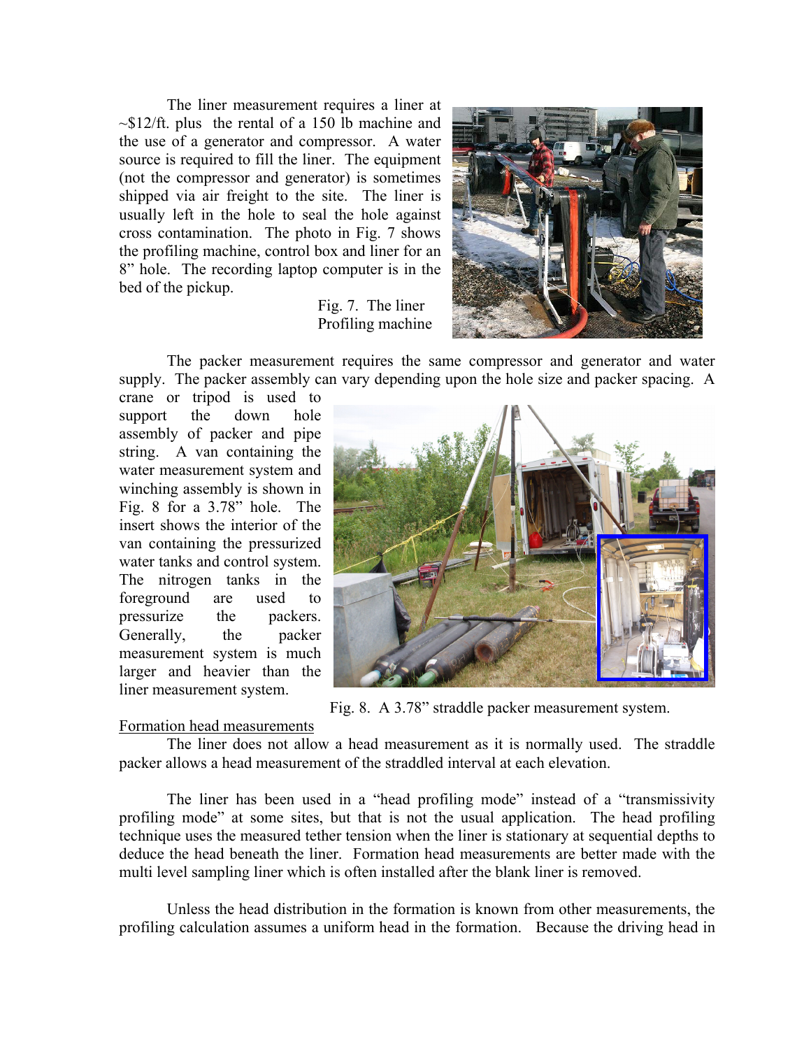The liner measurement requires a liner at ~$12/ft. plus the rental of a 150 lb machine and the use of a generator and compressor. A water source is required to fill the liner. The equipment (not the compressor and generator) is sometimes shipped via air freight to the site. The liner is usually left in the hole to seal the hole against cross contamination. The photo in Fig. 7 shows the profiling machine, control box and liner for an 8" hole. The recording laptop computer is in the bed of the pickup.

Fig. 7. The liner Profiling machine

The packer measurement requires the same compressor and generator and water supply. The packer assembly can vary depending upon the hole size and packer spacing. A crane or tripod is used to support the down hole assembly of packer and pipe string. A van containing the water measurement system and winching assembly is shown in Fig. 8 for a 3.78" hole. The insert shows the interior of the van containing the pressurized water tanks and control system. The nitrogen tanks in the foreground are used to pressurize the packers. Generally, the packer measurement system is much larger and heavier than the liner measurement system.

Fig. 8. A 3.78" straddle packer measurement system.

Formation head measurements

The liner does not allow a head measurement as it is normally used. The straddle packer allows a head measurement of the straddled interval at each elevation.

The liner has been used in a "head profiling mode" instead of a "transmissivity profiling mode" at some sites, but that is not the usual application. The head profiling technique uses the measured tether tension when the liner is stationary at sequential depths to deduce the head beneath the liner. Formation head measurements are better made with the multi level sampling liner which is often installed after the blank liner is removed.

Unless the head distribution in the formation is known from other measurements, the profiling calculation assumes a uniform head in the formation. Because the driving head in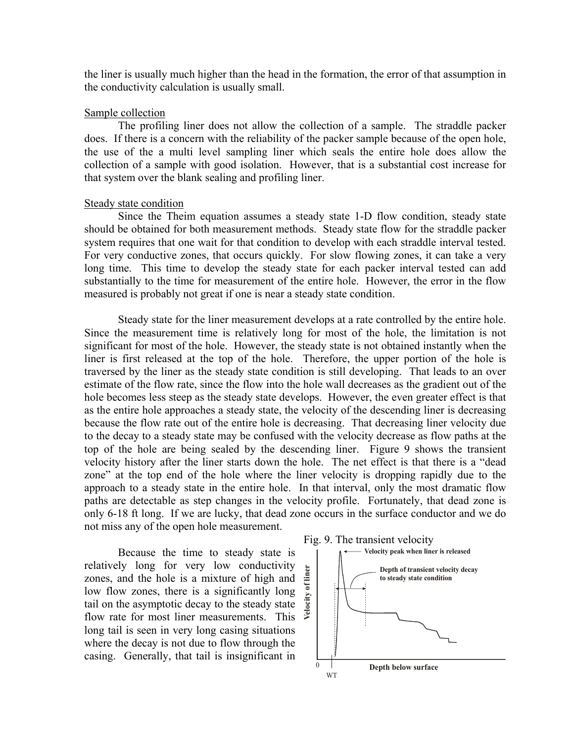the liner is usually much higher than the head in the formation, the error of that assumption in the conductivity calculation is usually small.

Sample collection

The profiling liner does not allow the collection of a sample. The straddle packer does. If there is a concern with the reliability of the packer sample because of the open hole, the use of the a multi level sampling liner which seals the entire hole does allow the collection of a sample with good isolation. However, that is a substantial cost increase for that system over the blank sealing and profiling liner.

Steady state condition

Since the Theim equation assumes a steady state 1-D flow condition, steady state should be obtained for both measurement methods. Steady state flow for the straddle packer system requires that one wait for that condition to develop with each straddle interval tested. For very conductive zones, that occurs quickly. For slow flowing zones, it can take a very long time. This time to develop the steady state for each packer interval tested can add substantially to the time for measurement of the entire hole. However, the error in the flow measured is probably not great if one is near a steady state condition.

Steady state for the liner measurement develops at a rate controlled by the entire hole. Since the measurement time is relatively long for most of the hole, the limitation is not significant for most of the hole. However, the steady state is not obtained instantly when the liner is first released at the top of the hole. Therefore, the upper portion of the hole is traversed by the liner as the steady state condition is still developing. That leads to an over estimate of the flow rate, since the flow into the hole wall decreases as the gradient out of the hole becomes less steep as the steady state develops. However, the even greater effect is that as the entire hole approaches a steady state, the velocity of the descending liner is decreasing because the flow rate out of the entire hole is decreasing. That decreasing liner velocity due to the decay to a steady state may be confused with the velocity decrease as flow paths at the top of the hole are being sealed by the descending liner. Figure 9 shows the transient velocity history after the liner starts down the hole. The net effect is that there is a "dead zone" at the top end of the hole where the liner velocity is dropping rapidly due to the approach to a steady state in the entire hole. In that interval, only the most dramatic flow paths are detectable as step changes in the velocity profile. Fortunately, that dead zone is only 6-18 ft long. If we are lucky, that dead zone occurs in the surface conductor and we do not miss any of the open hole measurement.

Because the time to steady state is relatively long for very low conductivity zones, and the hole is a mixture of high and low flow zones, there is a significantly long tail on the asymptotic decay to the steady state flow rate for most liner measurements. This long tail is seen in very long casing situations where the decay is not due to flow through the casing. Generally, that tail is insignificant in

Fig. 9. The transient velocity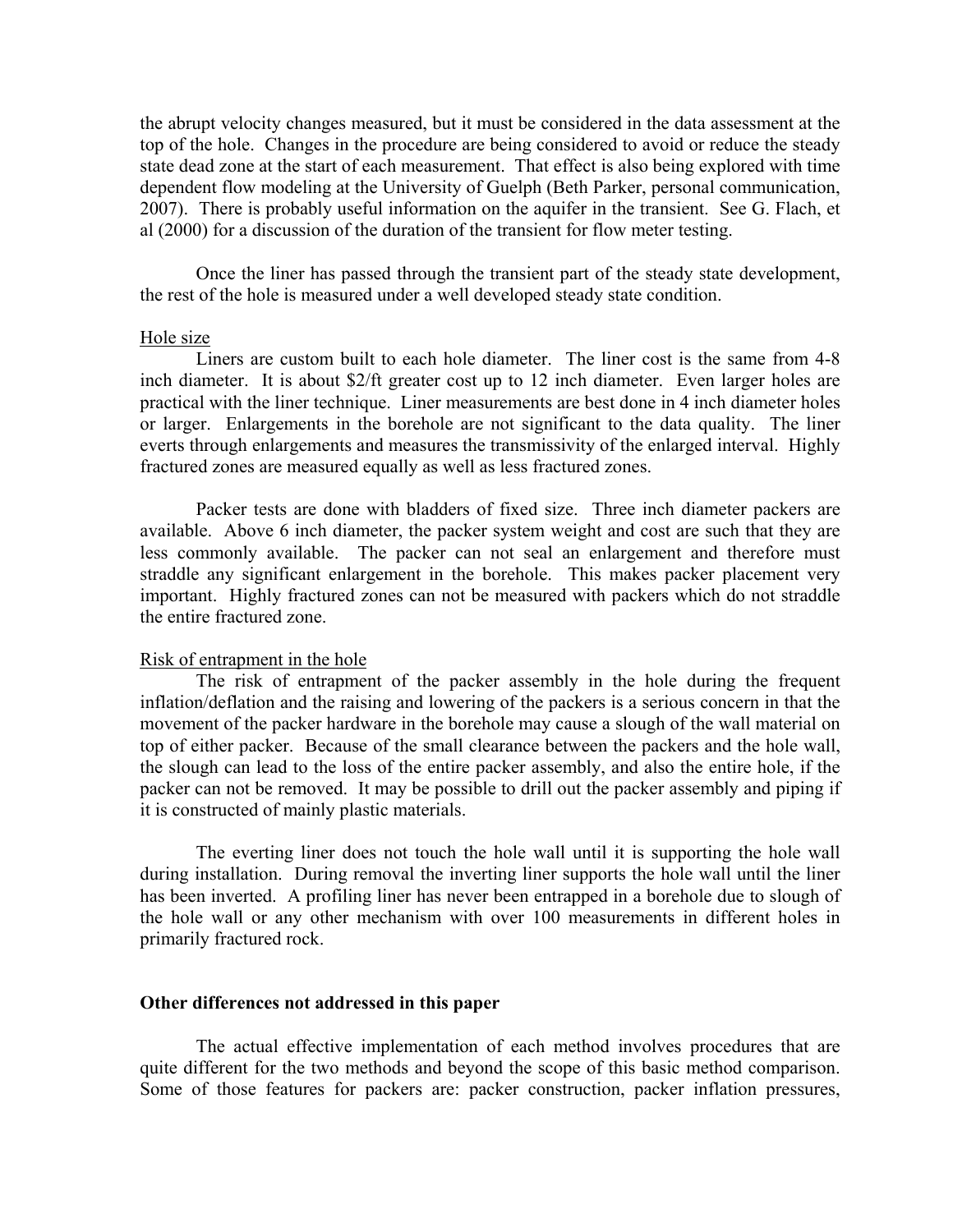the abrupt velocity changes measured, but it must be considered in the data assessment at the top of the hole. Changes in the procedure are being considered to avoid or reduce the steady state dead zone at the start of each measurement. That effect is also being explored with time dependent flow modeling at the University of Guelph (Beth Parker, personal communication, 2007). There is probably useful information on the aquifer in the transient. See G. Flach, et al (2000) for a discussion of the duration of the transient for flow meter testing.

Once the liner has passed through the transient part of the steady state development, the rest of the hole is measured under a well developed steady state condition.

Hole size

Liners are custom built to each hole diameter. The liner cost is the same from 4-8 inch diameter. It is about $2/ft greater cost up to 12 inch diameter. Even larger holes are practical with the liner technique. Liner measurements are best done in 4 inch diameter holes or larger. Enlargements in the borehole are not significant to the data quality. The liner everts through enlargements and measures the transmissivity of the enlarged interval. Highly fractured zones are measured equally as well as less fractured zones.

Packer tests are done with bladders of fixed size. Three inch diameter packers are available. Above 6 inch diameter, the packer system weight and cost are such that they are less commonly available. The packer can not seal an enlargement and therefore must straddle any significant enlargement in the borehole. This makes packer placement very important. Highly fractured zones can not be measured with packers which do not straddle the entire fractured zone.

Risk of entrapment in the hole

The risk of entrapment of the packer assembly in the hole during the frequent inflation/deflation and the raising and lowering of the packers is a serious concern in that the movement of the packer hardware in the borehole may cause a slough of the wall material on top of either packer. Because of the small clearance between the packers and the hole wall, the slough can lead to the loss of the entire packer assembly, and also the entire hole, if the packer can not be removed. It may be possible to drill out the packer assembly and piping if it is constructed of mainly plastic materials.

The everting liner does not touch the hole wall until it is supporting the hole wall during installation. During removal the inverting liner supports the hole wall until the liner has been inverted. A profiling liner has never been entrapped in a borehole due to slough of the hole wall or any other mechanism with over 100 measurements in different holes in primarily fractured rock.

**Other differences not addressed in this paper**

The actual effective implementation of each method involves procedures that are quite different for the two methods and beyond the scope of this basic method comparison. Some of those features for packers are: packer construction, packer inflation pressures,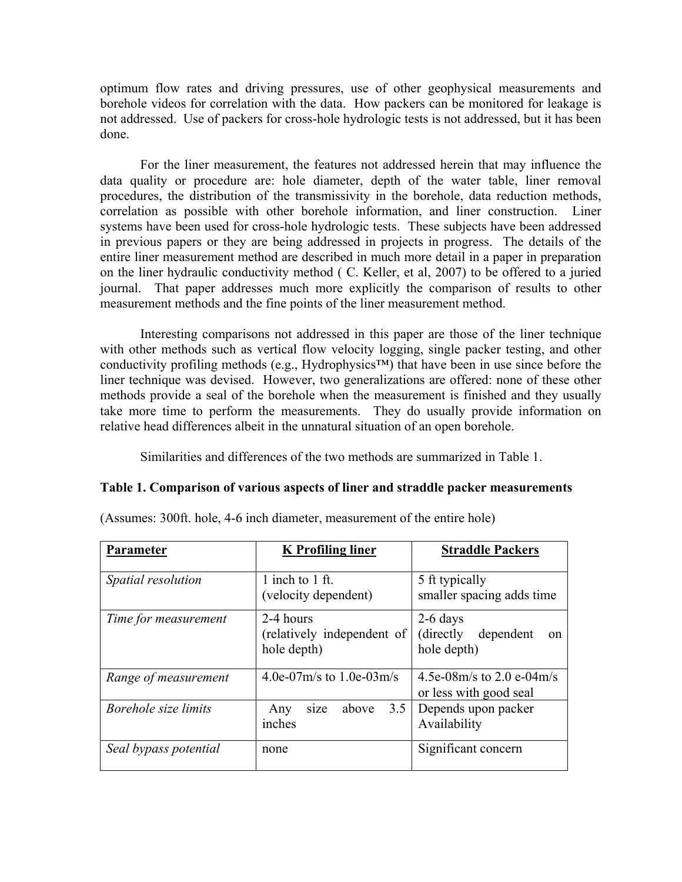optimum flow rates and driving pressures, use of other geophysical measurements and borehole videos for correlation with the data. How packers can be monitored for leakage is not addressed. Use of packers for cross-hole hydrologic tests is not addressed, but it has been done.

For the liner measurement, the features not addressed herein that may influence the data quality or procedure are: hole diameter, depth of the water table, liner removal procedures, the distribution of the transmissivity in the borehole, data reduction methods, correlation as possible with other borehole information, and liner construction. Liner systems have been used for cross-hole hydrologic tests. These subjects have been addressed in previous papers or they are being addressed in projects in progress. The details of the entire liner measurement method are described in much more detail in a paper in preparation on the liner hydraulic conductivity method ( C. Keller, et al, 2007) to be offered to a juried journal. That paper addresses much more explicitly the comparison of results to other measurement methods and the fine points of the liner measurement method.

Interesting comparisons not addressed in this paper are those of the liner technique with other methods such as vertical flow velocity logging, single packer testing, and other conductivity profiling methods (e.g., Hydrophysics™) that have been in use since before the liner technique was devised. However, two generalizations are offered: none of these other methods provide a seal of the borehole when the measurement is finished and they usually take more time to perform the measurements. They do usually provide information on relative head differences albeit in the unnatural situation of an open borehole.

Similarities and differences of the two methods are summarized in Table 1.

**Table 1. Comparison of various aspects of liner and straddle packer measurements**

(Assumes: 300ft. hole, 4-6 inch diameter, measurement of the entire hole)

| **Parameter** | **K Profiling liner** | **Straddle Packers** |
|---|---|---|
| *Spatial resolution* | 1 inch to 1 ft. (velocity dependent) | 5 ft typically smaller spacing adds time |
| *Time for measurement* | 2-4 hours (relatively independent of hole depth) | 2-6 days (directly dependent on hole depth) |
| *Range of measurement* | 4.0e-07m/s to 1.0e-03m/s | 4.5e-08m/s to 2.0 e-04m/s or less with good seal |
| *Borehole size limits* | Any size above 3.5 inches | Depends upon packer Availability |
| *Seal bypass potential* | none | Significant concern |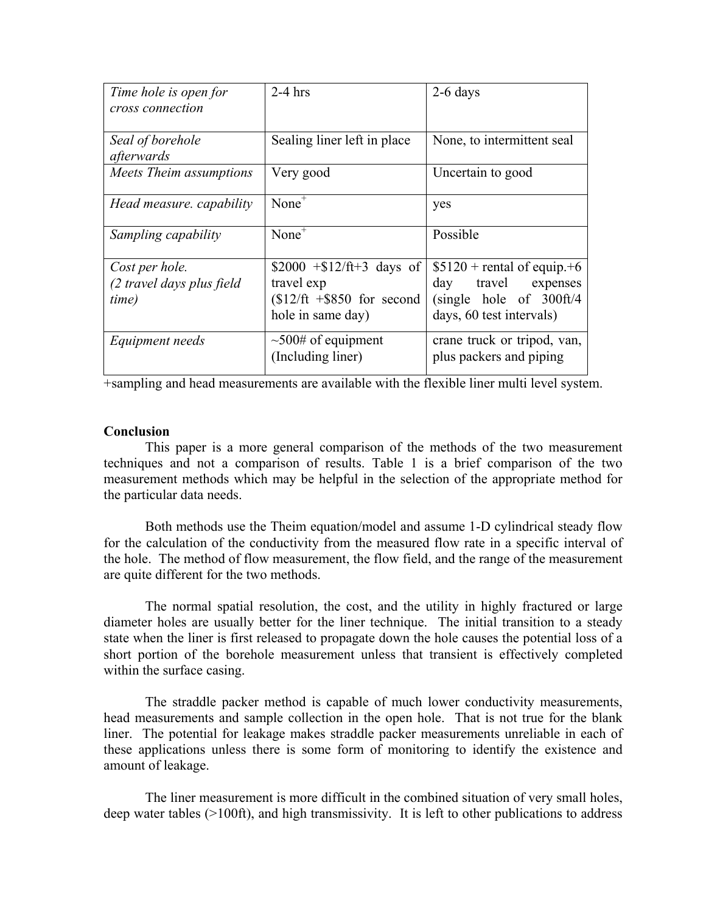| | | |
|---|---|---|
| *Time hole is open for cross connection* | 2-4 hrs | 2-6 days |
| *Seal of borehole afterwards* | Sealing liner left in place | None, to intermittent seal |
| *Meets Theim assumptions* | Very good | Uncertain to good |
| *Head measure. capability* | None+ | yes |
| *Sampling capability* | None+ | Possible |
| *Cost per hole. (2 travel days plus field time)* | $2000 +$12/ft+3 days of travel exp ($12/ft +$850 for second hole in same day) | $5120 + rental of equip.+6 day travel expenses (single hole of 300ft/4 days, 60 test intervals) |
| *Equipment needs* | ~500# of equipment (Including liner) | crane truck or tripod, van, plus packers and piping |

+sampling and head measurements are available with the flexible liner multi level system.

**Conclusion**

This paper is a more general comparison of the methods of the two measurement techniques and not a comparison of results. Table 1 is a brief comparison of the two measurement methods which may be helpful in the selection of the appropriate method for the particular data needs.

Both methods use the Theim equation/model and assume 1-D cylindrical steady flow for the calculation of the conductivity from the measured flow rate in a specific interval of the hole. The method of flow measurement, the flow field, and the range of the measurement are quite different for the two methods.

The normal spatial resolution, the cost, and the utility in highly fractured or large diameter holes are usually better for the liner technique. The initial transition to a steady state when the liner is first released to propagate down the hole causes the potential loss of a short portion of the borehole measurement unless that transient is effectively completed within the surface casing.

The straddle packer method is capable of much lower conductivity measurements, head measurements and sample collection in the open hole. That is not true for the blank liner. The potential for leakage makes straddle packer measurements unreliable in each of these applications unless there is some form of monitoring to identify the existence and amount of leakage.

The liner measurement is more difficult in the combined situation of very small holes, deep water tables (>100ft), and high transmissivity. It is left to other publications to address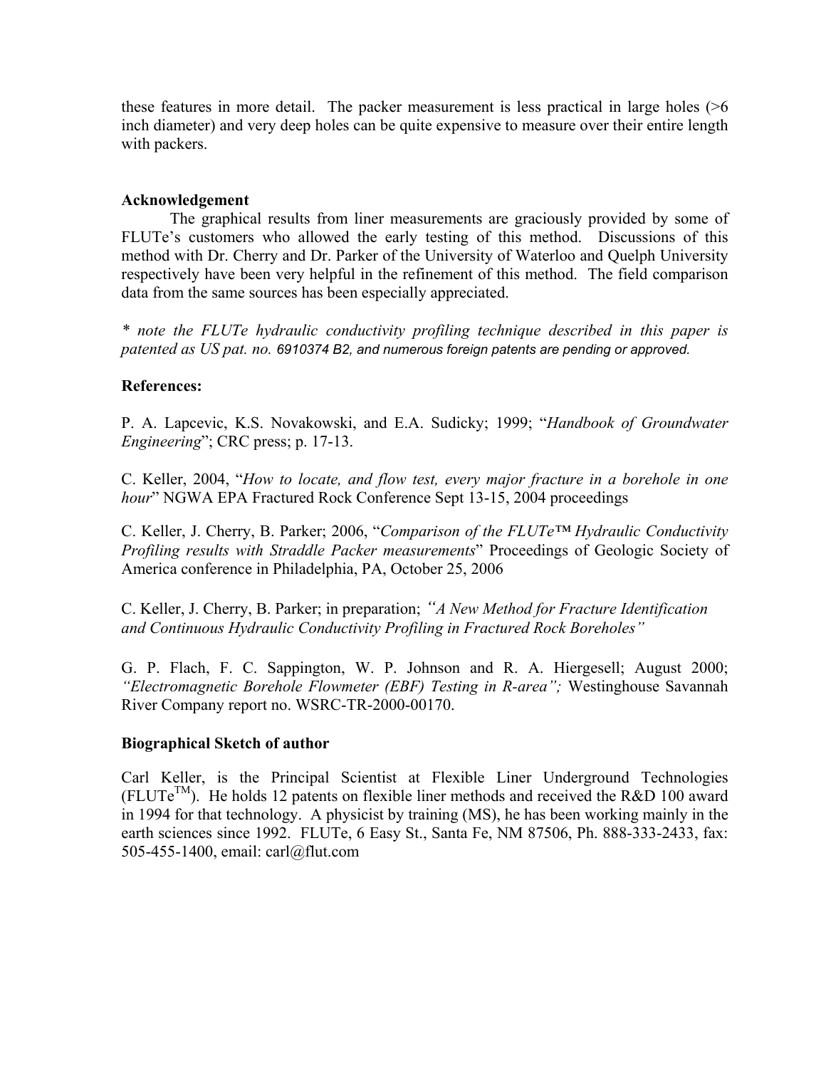these features in more detail. The packer measurement is less practical in large holes (>6 inch diameter) and very deep holes can be quite expensive to measure over their entire length with packers.

**Acknowledgement**

The graphical results from liner measurements are graciously provided by some of FLUTe's customers who allowed the early testing of this method. Discussions of this method with Dr. Cherry and Dr. Parker of the University of Waterloo and Quelph University respectively have been very helpful in the refinement of this method. The field comparison data from the same sources has been especially appreciated.

*\* note the FLUTe hydraulic conductivity profiling technique described in this paper is patented as US pat. no. 6910374 B2, and numerous foreign patents are pending or approved.*

**References:**

P. A. Lapcevic, K.S. Novakowski, and E.A. Sudicky; 1999; "*Handbook of Groundwater Engineering*"; CRC press; p. 17-13.

C. Keller, 2004, "*How to locate, and flow test, every major fracture in a borehole in one hour*" NGWA EPA Fractured Rock Conference Sept 13-15, 2004 proceedings

C. Keller, J. Cherry, B. Parker; 2006, "*Comparison of the FLUTe™ Hydraulic Conductivity Profiling results with Straddle Packer measurements*" Proceedings of Geologic Society of America conference in Philadelphia, PA, October 25, 2006

C. Keller, J. Cherry, B. Parker; in preparation; *"A New Method for Fracture Identification and Continuous Hydraulic Conductivity Profiling in Fractured Rock Boreholes"*

G. P. Flach, F. C. Sappington, W. P. Johnson and R. A. Hiergesell; August 2000; *"Electromagnetic Borehole Flowmeter (EBF) Testing in R-area";* Westinghouse Savannah River Company report no. WSRC-TR-2000-00170.

**Biographical Sketch of author**

Carl Keller, is the Principal Scientist at Flexible Liner Underground Technologies (FLUTe™). He holds 12 patents on flexible liner methods and received the R&D 100 award in 1994 for that technology. A physicist by training (MS), he has been working mainly in the earth sciences since 1992. FLUTe, 6 Easy St., Santa Fe, NM 87506, Ph. 888-333-2433, fax: 505-455-1400, email: carl@flut.com